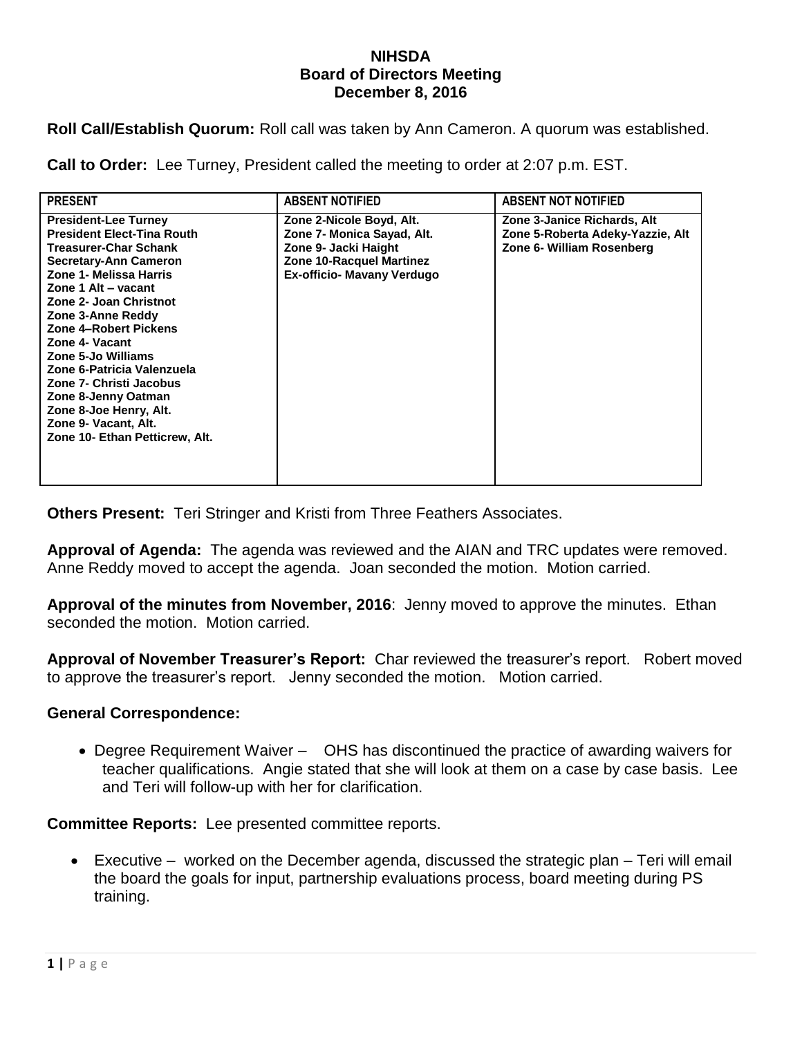# NIHSDA
## Board of Directors Meeting
## December 8, 2016

**Roll Call/Establish Quorum:** Roll call was taken by Ann Cameron. A quorum was established.

**Call to Order:** Lee Turney, President called the meeting to order at 2:07 p.m. EST.

| PRESENT | ABSENT NOTIFIED | ABSENT NOT NOTIFIED |
|---|---|---|
| President-Lee Turney<br>President Elect-Tina Routh<br>Treasurer-Char Schank<br>Secretary-Ann Cameron<br>Zone 1- Melissa Harris<br>Zone 1 Alt – vacant<br>Zone 2- Joan Christnot<br>Zone 3-Anne Reddy<br>Zone 4–Robert Pickens<br>Zone 4- Vacant<br>Zone 5-Jo Williams<br>Zone 6-Patricia Valenzuela<br>Zone 7- Christi Jacobus<br>Zone 8-Jenny Oatman<br>Zone 8-Joe Henry, Alt.<br>Zone 9- Vacant, Alt.<br>Zone 10- Ethan Petticrew, Alt. | Zone 2-Nicole Boyd, Alt.<br>Zone 7- Monica Sayad, Alt.<br>Zone 9- Jacki Haight<br>Zone 10-Racquel Martinez<br>Ex-officio- Mavany Verdugo | Zone 3-Janice Richards, Alt<br>Zone 5-Roberta Adeky-Yazzie, Alt<br>Zone 6- William Rosenberg |

**Others Present:** Teri Stringer and Kristi from Three Feathers Associates.

**Approval of Agenda:** The agenda was reviewed and the AIAN and TRC updates were removed. Anne Reddy moved to accept the agenda. Joan seconded the motion. Motion carried.

**Approval of the minutes from November, 2016**: Jenny moved to approve the minutes. Ethan seconded the motion. Motion carried.

**Approval of November Treasurer's Report:** Char reviewed the treasurer's report. Robert moved to approve the treasurer's report. Jenny seconded the motion. Motion carried.

**General Correspondence:**

- Degree Requirement Waiver – OHS has discontinued the practice of awarding waivers for teacher qualifications. Angie stated that she will look at them on a case by case basis. Lee and Teri will follow-up with her for clarification.

**Committee Reports:** Lee presented committee reports.

- Executive – worked on the December agenda, discussed the strategic plan – Teri will email the board the goals for input, partnership evaluations process, board meeting during PS training.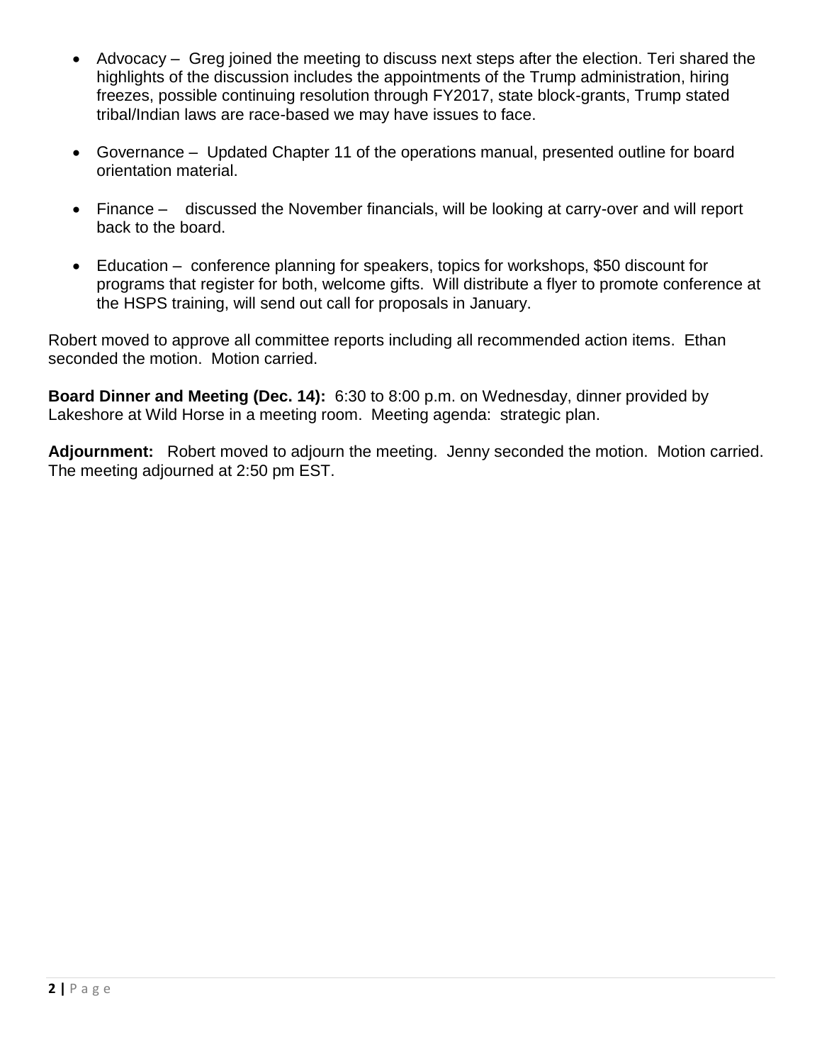- Advocacy – Greg joined the meeting to discuss next steps after the election. Teri shared the highlights of the discussion includes the appointments of the Trump administration, hiring freezes, possible continuing resolution through FY2017, state block-grants, Trump stated tribal/Indian laws are race-based we may have issues to face.

- Governance – Updated Chapter 11 of the operations manual, presented outline for board orientation material.

- Finance – discussed the November financials, will be looking at carry-over and will report back to the board.

- Education – conference planning for speakers, topics for workshops, $50 discount for programs that register for both, welcome gifts. Will distribute a flyer to promote conference at the HSPS training, will send out call for proposals in January.

Robert moved to approve all committee reports including all recommended action items. Ethan seconded the motion. Motion carried.

**Board Dinner and Meeting (Dec. 14):** 6:30 to 8:00 p.m. on Wednesday, dinner provided by Lakeshore at Wild Horse in a meeting room. Meeting agenda: strategic plan.

**Adjournment:** Robert moved to adjourn the meeting. Jenny seconded the motion. Motion carried. The meeting adjourned at 2:50 pm EST.